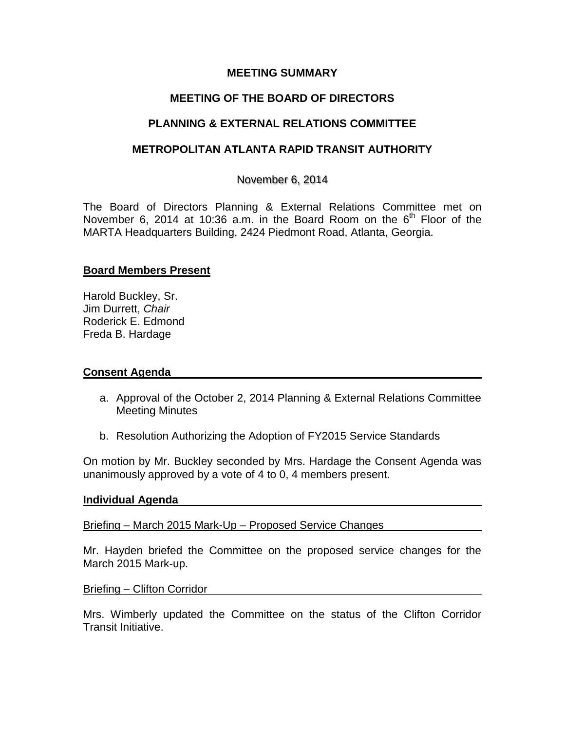# MEETING SUMMARY

## MEETING OF THE BOARD OF DIRECTORS

## PLANNING & EXTERNAL RELATIONS COMMITTEE

## METROPOLITAN ATLANTA RAPID TRANSIT AUTHORITY

November 6, 2014

The Board of Directors Planning & External Relations Committee met on November 6, 2014 at 10:36 a.m. in the Board Room on the 6th Floor of the MARTA Headquarters Building, 2424 Piedmont Road, Atlanta, Georgia.

### Board Members Present

Harold Buckley, Sr.
Jim Durrett, *Chair*
Roderick E. Edmond
Freda B. Hardage

### Consent Agenda

a. Approval of the October 2, 2014 Planning & External Relations Committee Meeting Minutes

b. Resolution Authorizing the Adoption of FY2015 Service Standards

On motion by Mr. Buckley seconded by Mrs. Hardage the Consent Agenda was unanimously approved by a vote of 4 to 0, 4 members present.

### Individual Agenda

Briefing – March 2015 Mark-Up – Proposed Service Changes

Mr. Hayden briefed the Committee on the proposed service changes for the March 2015 Mark-up.

Briefing – Clifton Corridor

Mrs. Wimberly updated the Committee on the status of the Clifton Corridor Transit Initiative.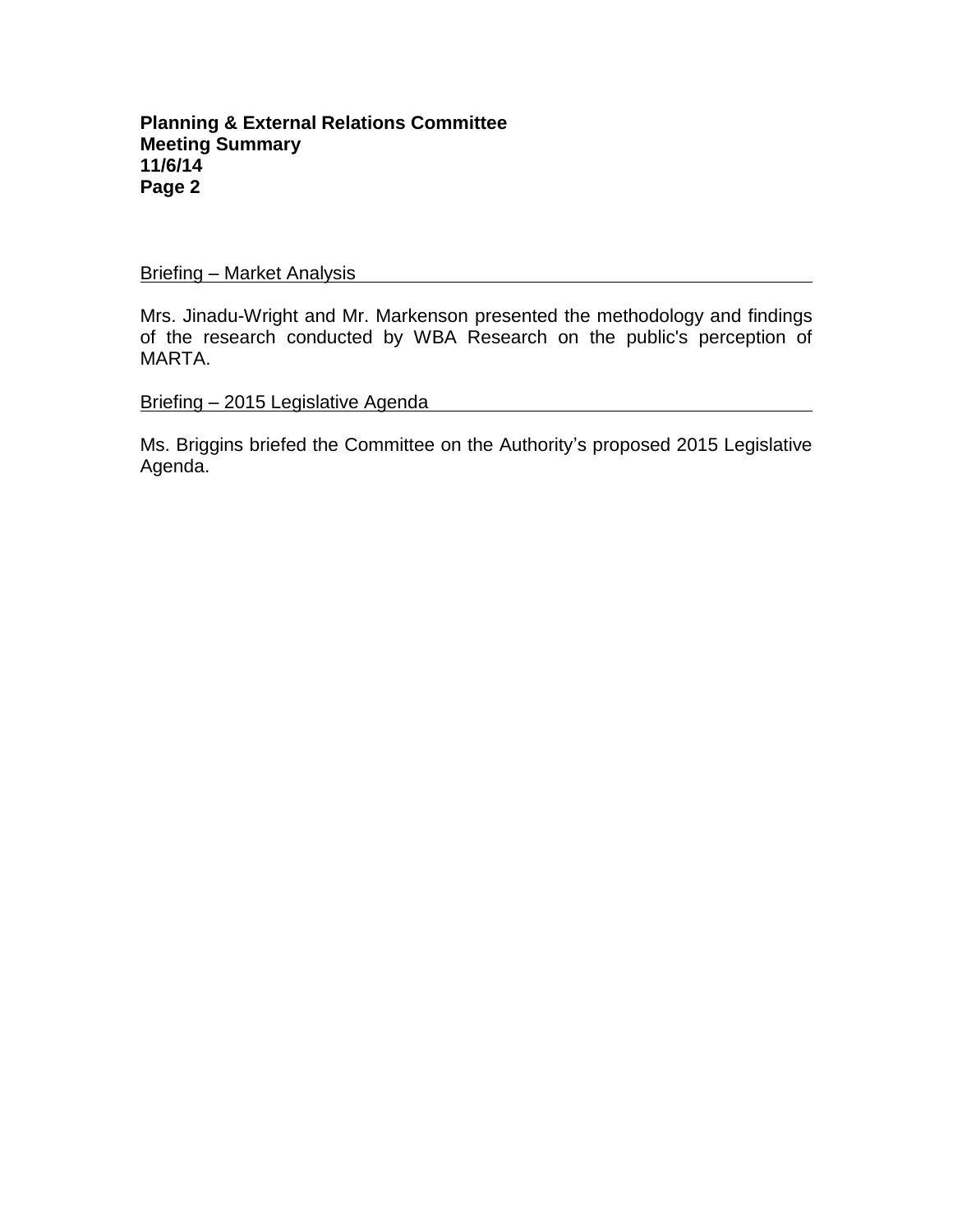Briefing – Market Analysis

Mrs. Jinadu-Wright and Mr. Markenson presented the methodology and findings of the research conducted by WBA Research on the public's perception of MARTA.

Briefing – 2015 Legislative Agenda

Ms. Briggins briefed the Committee on the Authority's proposed 2015 Legislative Agenda.